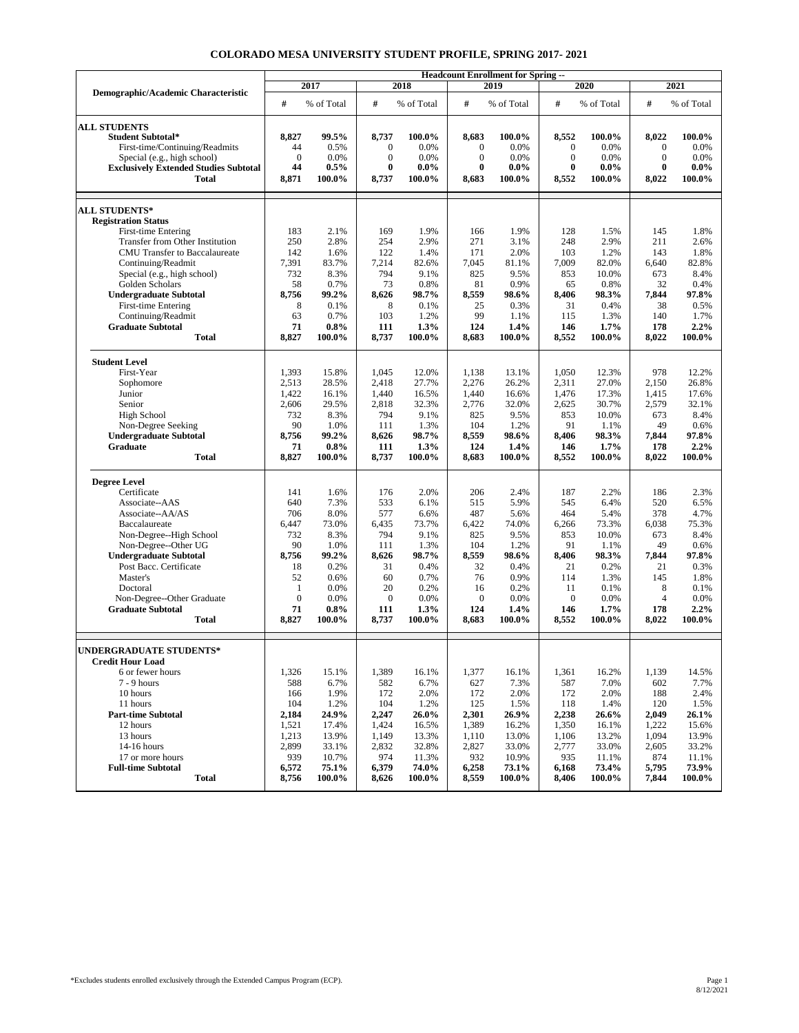# COLORADO MESA UNIVERSITY STUDENT PROFILE, SPRING 2017- 2021

| Demographic/Academic Characteristic | Headcount Enrollment for Spring -- | | | | | | | | | |
|---|---|---|---|---|---|---|---|---|---|---|
| | 2017 | | 2018 | | 2019 | | 2020 | | 2021 | |
| | # | % of Total | # | % of Total | # | % of Total | # | % of Total | # | % of Total |
| **ALL STUDENTS** | | | | | | | | | | |
| **Student Subtotal*** | **8,827** | **99.5%** | **8,737** | **100.0%** | **8,683** | **100.0%** | **8,552** | **100.0%** | **8,022** | **100.0%** |
| First-time/Continuing/Readmits | 44 | 0.5% | 0 | 0.0% | 0 | 0.0% | 0 | 0.0% | 0 | 0.0% |
| Special (e.g., high school) | 0 | 0.0% | 0 | 0.0% | 0 | 0.0% | 0 | 0.0% | 0 | 0.0% |
| **Exclusively Extended Studies Subtotal** | **44** | **0.5%** | **0** | **0.0%** | **0** | **0.0%** | **0** | **0.0%** | **0** | **0.0%** |
| **Total** | **8,871** | **100.0%** | **8,737** | **100.0%** | **8,683** | **100.0%** | **8,552** | **100.0%** | **8,022** | **100.0%** |
| **ALL STUDENTS*** | | | | | | | | | | |
| **Registration Status** | | | | | | | | | | |
| First-time Entering | 183 | 2.1% | 169 | 1.9% | 166 | 1.9% | 128 | 1.5% | 145 | 1.8% |
| Transfer from Other Institution | 250 | 2.8% | 254 | 2.9% | 271 | 3.1% | 248 | 2.9% | 211 | 2.6% |
| CMU Transfer to Baccalaureate | 142 | 1.6% | 122 | 1.4% | 171 | 2.0% | 103 | 1.2% | 143 | 1.8% |
| Continuing/Readmit | 7,391 | 83.7% | 7,214 | 82.6% | 7,045 | 81.1% | 7,009 | 82.0% | 6,640 | 82.8% |
| Special (e.g., high school) | 732 | 8.3% | 794 | 9.1% | 825 | 9.5% | 853 | 10.0% | 673 | 8.4% |
| Golden Scholars | 58 | 0.7% | 73 | 0.8% | 81 | 0.9% | 65 | 0.8% | 32 | 0.4% |
| **Undergraduate Subtotal** | **8,756** | **99.2%** | **8,626** | **98.7%** | **8,559** | **98.6%** | **8,406** | **98.3%** | **7,844** | **97.8%** |
| First-time Entering | 8 | 0.1% | 8 | 0.1% | 25 | 0.3% | 31 | 0.4% | 38 | 0.5% |
| Continuing/Readmit | 63 | 0.7% | 103 | 1.2% | 99 | 1.1% | 115 | 1.3% | 140 | 1.7% |
| **Graduate Subtotal** | **71** | **0.8%** | **111** | **1.3%** | **124** | **1.4%** | **146** | **1.7%** | **178** | **2.2%** |
| **Total** | **8,827** | **100.0%** | **8,737** | **100.0%** | **8,683** | **100.0%** | **8,552** | **100.0%** | **8,022** | **100.0%** |
| **Student Level** | | | | | | | | | | |
| First-Year | 1,393 | 15.8% | 1,045 | 12.0% | 1,138 | 13.1% | 1,050 | 12.3% | 978 | 12.2% |
| Sophomore | 2,513 | 28.5% | 2,418 | 27.7% | 2,276 | 26.2% | 2,311 | 27.0% | 2,150 | 26.8% |
| Junior | 1,422 | 16.1% | 1,440 | 16.5% | 1,440 | 16.6% | 1,476 | 17.3% | 1,415 | 17.6% |
| Senior | 2,606 | 29.5% | 2,818 | 32.3% | 2,776 | 32.0% | 2,625 | 30.7% | 2,579 | 32.1% |
| High School | 732 | 8.3% | 794 | 9.1% | 825 | 9.5% | 853 | 10.0% | 673 | 8.4% |
| Non-Degree Seeking | 90 | 1.0% | 111 | 1.3% | 104 | 1.2% | 91 | 1.1% | 49 | 0.6% |
| **Undergraduate Subtotal** | **8,756** | **99.2%** | **8,626** | **98.7%** | **8,559** | **98.6%** | **8,406** | **98.3%** | **7,844** | **97.8%** |
| **Graduate** | **71** | **0.8%** | **111** | **1.3%** | **124** | **1.4%** | **146** | **1.7%** | **178** | **2.2%** |
| **Total** | **8,827** | **100.0%** | **8,737** | **100.0%** | **8,683** | **100.0%** | **8,552** | **100.0%** | **8,022** | **100.0%** |
| **Degree Level** | | | | | | | | | | |
| Certificate | 141 | 1.6% | 176 | 2.0% | 206 | 2.4% | 187 | 2.2% | 186 | 2.3% |
| Associate--AAS | 640 | 7.3% | 533 | 6.1% | 515 | 5.9% | 545 | 6.4% | 520 | 6.5% |
| Associate--AA/AS | 706 | 8.0% | 577 | 6.6% | 487 | 5.6% | 464 | 5.4% | 378 | 4.7% |
| Baccalaureate | 6,447 | 73.0% | 6,435 | 73.7% | 6,422 | 74.0% | 6,266 | 73.3% | 6,038 | 75.3% |
| Non-Degree--High School | 732 | 8.3% | 794 | 9.1% | 825 | 9.5% | 853 | 10.0% | 673 | 8.4% |
| Non-Degree--Other UG | 90 | 1.0% | 111 | 1.3% | 104 | 1.2% | 91 | 1.1% | 49 | 0.6% |
| **Undergraduate Subtotal** | **8,756** | **99.2%** | **8,626** | **98.7%** | **8,559** | **98.6%** | **8,406** | **98.3%** | **7,844** | **97.8%** |
| Post Bacc. Certificate | 18 | 0.2% | 31 | 0.4% | 32 | 0.4% | 21 | 0.2% | 21 | 0.3% |
| Master's | 52 | 0.6% | 60 | 0.7% | 76 | 0.9% | 114 | 1.3% | 145 | 1.8% |
| Doctoral | 1 | 0.0% | 20 | 0.2% | 16 | 0.2% | 11 | 0.1% | 8 | 0.1% |
| Non-Degree--Other Graduate | 0 | 0.0% | 0 | 0.0% | 0 | 0.0% | 0 | 0.0% | 4 | 0.0% |
| **Graduate Subtotal** | **71** | **0.8%** | **111** | **1.3%** | **124** | **1.4%** | **146** | **1.7%** | **178** | **2.2%** |
| **Total** | **8,827** | **100.0%** | **8,737** | **100.0%** | **8,683** | **100.0%** | **8,552** | **100.0%** | **8,022** | **100.0%** |
| **UNDERGRADUATE STUDENTS*** | | | | | | | | | | |
| **Credit Hour Load** | | | | | | | | | | |
| 6 or fewer hours | 1,326 | 15.1% | 1,389 | 16.1% | 1,377 | 16.1% | 1,361 | 16.2% | 1,139 | 14.5% |
| 7 - 9 hours | 588 | 6.7% | 582 | 6.7% | 627 | 7.3% | 587 | 7.0% | 602 | 7.7% |
| 10 hours | 166 | 1.9% | 172 | 2.0% | 172 | 2.0% | 172 | 2.0% | 188 | 2.4% |
| 11 hours | 104 | 1.2% | 104 | 1.2% | 125 | 1.5% | 118 | 1.4% | 120 | 1.5% |
| **Part-time Subtotal** | **2,184** | **24.9%** | **2,247** | **26.0%** | **2,301** | **26.9%** | **2,238** | **26.6%** | **2,049** | **26.1%** |
| 12 hours | 1,521 | 17.4% | 1,424 | 16.5% | 1,389 | 16.2% | 1,350 | 16.1% | 1,222 | 15.6% |
| 13 hours | 1,213 | 13.9% | 1,149 | 13.3% | 1,110 | 13.0% | 1,106 | 13.2% | 1,094 | 13.9% |
| 14-16 hours | 2,899 | 33.1% | 2,832 | 32.8% | 2,827 | 33.0% | 2,777 | 33.0% | 2,605 | 33.2% |
| 17 or more hours | 939 | 10.7% | 974 | 11.3% | 932 | 10.9% | 935 | 11.1% | 874 | 11.1% |
| **Full-time Subtotal** | **6,572** | **75.1%** | **6,379** | **74.0%** | **6,258** | **73.1%** | **6,168** | **73.4%** | **5,795** | **73.9%** |
| **Total** | **8,756** | **100.0%** | **8,626** | **100.0%** | **8,559** | **100.0%** | **8,406** | **100.0%** | **7,844** | **100.0%** |

*Excludes students enrolled exclusively through the Extended Campus Program (ECP).

8/12/2021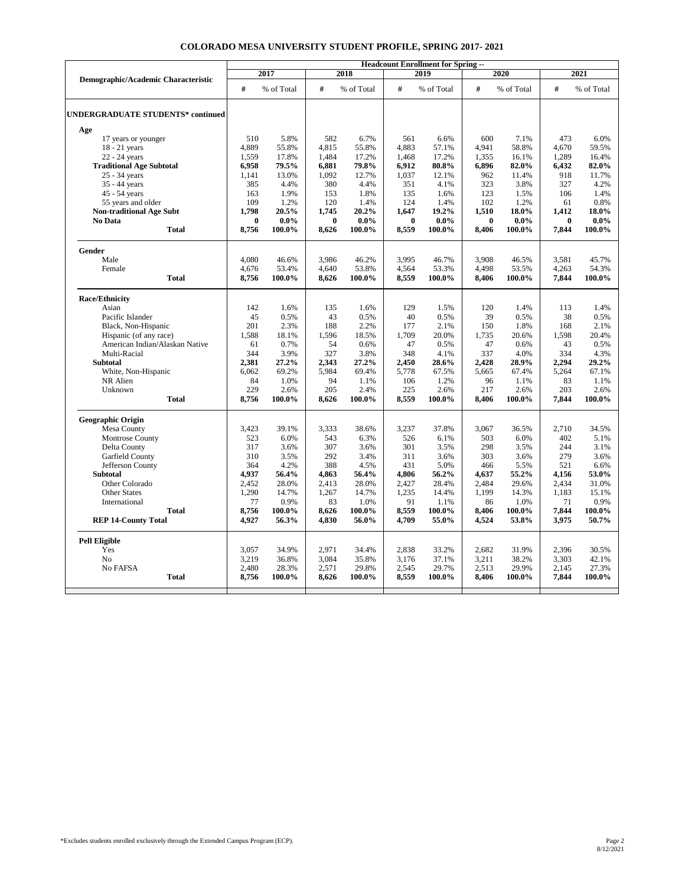# COLORADO MESA UNIVERSITY STUDENT PROFILE, SPRING 2017- 2021

| Demographic/Academic Characteristic | Headcount Enrollment for Spring -- | | | | | | | | | |
|---|---|---|---|---|---|---|---|---|---|---|
| | 2017 | | 2018 | | 2019 | | 2020 | | 2021 | |
| | # | % of Total | # | % of Total | # | % of Total | # | % of Total | # | % of Total |
| **UNDERGRADUATE STUDENTS* continued** | | | | | | | | | | |
| **Age** | | | | | | | | | | |
| 17 years or younger | 510 | 5.8% | 582 | 6.7% | 561 | 6.6% | 600 | 7.1% | 473 | 6.0% |
| 18 - 21 years | 4,889 | 55.8% | 4,815 | 55.8% | 4,883 | 57.1% | 4,941 | 58.8% | 4,670 | 59.5% |
| 22 - 24 years | 1,559 | 17.8% | 1,484 | 17.2% | 1,468 | 17.2% | 1,355 | 16.1% | 1,289 | 16.4% |
| **Traditional Age Subtotal** | **6,958** | **79.5%** | **6,881** | **79.8%** | **6,912** | **80.8%** | **6,896** | **82.0%** | **6,432** | **82.0%** |
| 25 - 34 years | 1,141 | 13.0% | 1,092 | 12.7% | 1,037 | 12.1% | 962 | 11.4% | 918 | 11.7% |
| 35 - 44 years | 385 | 4.4% | 380 | 4.4% | 351 | 4.1% | 323 | 3.8% | 327 | 4.2% |
| 45 - 54 years | 163 | 1.9% | 153 | 1.8% | 135 | 1.6% | 123 | 1.5% | 106 | 1.4% |
| 55 years and older | 109 | 1.2% | 120 | 1.4% | 124 | 1.4% | 102 | 1.2% | 61 | 0.8% |
| **Non-traditional Age Subt** | **1,798** | **20.5%** | **1,745** | **20.2%** | **1,647** | **19.2%** | **1,510** | **18.0%** | **1,412** | **18.0%** |
| **No Data** | **0** | **0.0%** | **0** | **0.0%** | **0** | **0.0%** | **0** | **0.0%** | **0** | **0.0%** |
| **Total** | **8,756** | **100.0%** | **8,626** | **100.0%** | **8,559** | **100.0%** | **8,406** | **100.0%** | **7,844** | **100.0%** |
| **Gender** | | | | | | | | | | |
| Male | 4,080 | 46.6% | 3,986 | 46.2% | 3,995 | 46.7% | 3,908 | 46.5% | 3,581 | 45.7% |
| Female | 4,676 | 53.4% | 4,640 | 53.8% | 4,564 | 53.3% | 4,498 | 53.5% | 4,263 | 54.3% |
| **Total** | **8,756** | **100.0%** | **8,626** | **100.0%** | **8,559** | **100.0%** | **8,406** | **100.0%** | **7,844** | **100.0%** |
| **Race/Ethnicity** | | | | | | | | | | |
| Asian | 142 | 1.6% | 135 | 1.6% | 129 | 1.5% | 120 | 1.4% | 113 | 1.4% |
| Pacific Islander | 45 | 0.5% | 43 | 0.5% | 40 | 0.5% | 39 | 0.5% | 38 | 0.5% |
| Black, Non-Hispanic | 201 | 2.3% | 188 | 2.2% | 177 | 2.1% | 150 | 1.8% | 168 | 2.1% |
| Hispanic (of any race) | 1,588 | 18.1% | 1,596 | 18.5% | 1,709 | 20.0% | 1,735 | 20.6% | 1,598 | 20.4% |
| American Indian/Alaskan Native | 61 | 0.7% | 54 | 0.6% | 47 | 0.5% | 47 | 0.6% | 43 | 0.5% |
| Multi-Racial | 344 | 3.9% | 327 | 3.8% | 348 | 4.1% | 337 | 4.0% | 334 | 4.3% |
| **Subtotal** | **2,381** | **27.2%** | **2,343** | **27.2%** | **2,450** | **28.6%** | **2,428** | **28.9%** | **2,294** | **29.2%** |
| White, Non-Hispanic | 6,062 | 69.2% | 5,984 | 69.4% | 5,778 | 67.5% | 5,665 | 67.4% | 5,264 | 67.1% |
| NR Alien | 84 | 1.0% | 94 | 1.1% | 106 | 1.2% | 96 | 1.1% | 83 | 1.1% |
| Unknown | 229 | 2.6% | 205 | 2.4% | 225 | 2.6% | 217 | 2.6% | 203 | 2.6% |
| **Total** | **8,756** | **100.0%** | **8,626** | **100.0%** | **8,559** | **100.0%** | **8,406** | **100.0%** | **7,844** | **100.0%** |
| **Geographic Origin** | | | | | | | | | | |
| Mesa County | 3,423 | 39.1% | 3,333 | 38.6% | 3,237 | 37.8% | 3,067 | 36.5% | 2,710 | 34.5% |
| Montrose County | 523 | 6.0% | 543 | 6.3% | 526 | 6.1% | 503 | 6.0% | 402 | 5.1% |
| Delta County | 317 | 3.6% | 307 | 3.6% | 301 | 3.5% | 298 | 3.5% | 244 | 3.1% |
| Garfield County | 310 | 3.5% | 292 | 3.4% | 311 | 3.6% | 303 | 3.6% | 279 | 3.6% |
| Jefferson County | 364 | 4.2% | 388 | 4.5% | 431 | 5.0% | 466 | 5.5% | 521 | 6.6% |
| **Subtotal** | **4,937** | **56.4%** | **4,863** | **56.4%** | **4,806** | **56.2%** | **4,637** | **55.2%** | **4,156** | **53.0%** |
| Other Colorado | 2,452 | 28.0% | 2,413 | 28.0% | 2,427 | 28.4% | 2,484 | 29.6% | 2,434 | 31.0% |
| Other States | 1,290 | 14.7% | 1,267 | 14.7% | 1,235 | 14.4% | 1,199 | 14.3% | 1,183 | 15.1% |
| International | 77 | 0.9% | 83 | 1.0% | 91 | 1.1% | 86 | 1.0% | 71 | 0.9% |
| **Total** | **8,756** | **100.0%** | **8,626** | **100.0%** | **8,559** | **100.0%** | **8,406** | **100.0%** | **7,844** | **100.0%** |
| **REP 14-County Total** | **4,927** | **56.3%** | **4,830** | **56.0%** | **4,709** | **55.0%** | **4,524** | **53.8%** | **3,975** | **50.7%** |
| **Pell Eligible** | | | | | | | | | | |
| Yes | 3,057 | 34.9% | 2,971 | 34.4% | 2,838 | 33.2% | 2,682 | 31.9% | 2,396 | 30.5% |
| No | 3,219 | 36.8% | 3,084 | 35.8% | 3,176 | 37.1% | 3,211 | 38.2% | 3,303 | 42.1% |
| No FAFSA | 2,480 | 28.3% | 2,571 | 29.8% | 2,545 | 29.7% | 2,513 | 29.9% | 2,145 | 27.3% |
| **Total** | **8,756** | **100.0%** | **8,626** | **100.0%** | **8,559** | **100.0%** | **8,406** | **100.0%** | **7,844** | **100.0%** |

*Excludes students enrolled exclusively through the Extended Campus Program (ECP).

8/12/2021